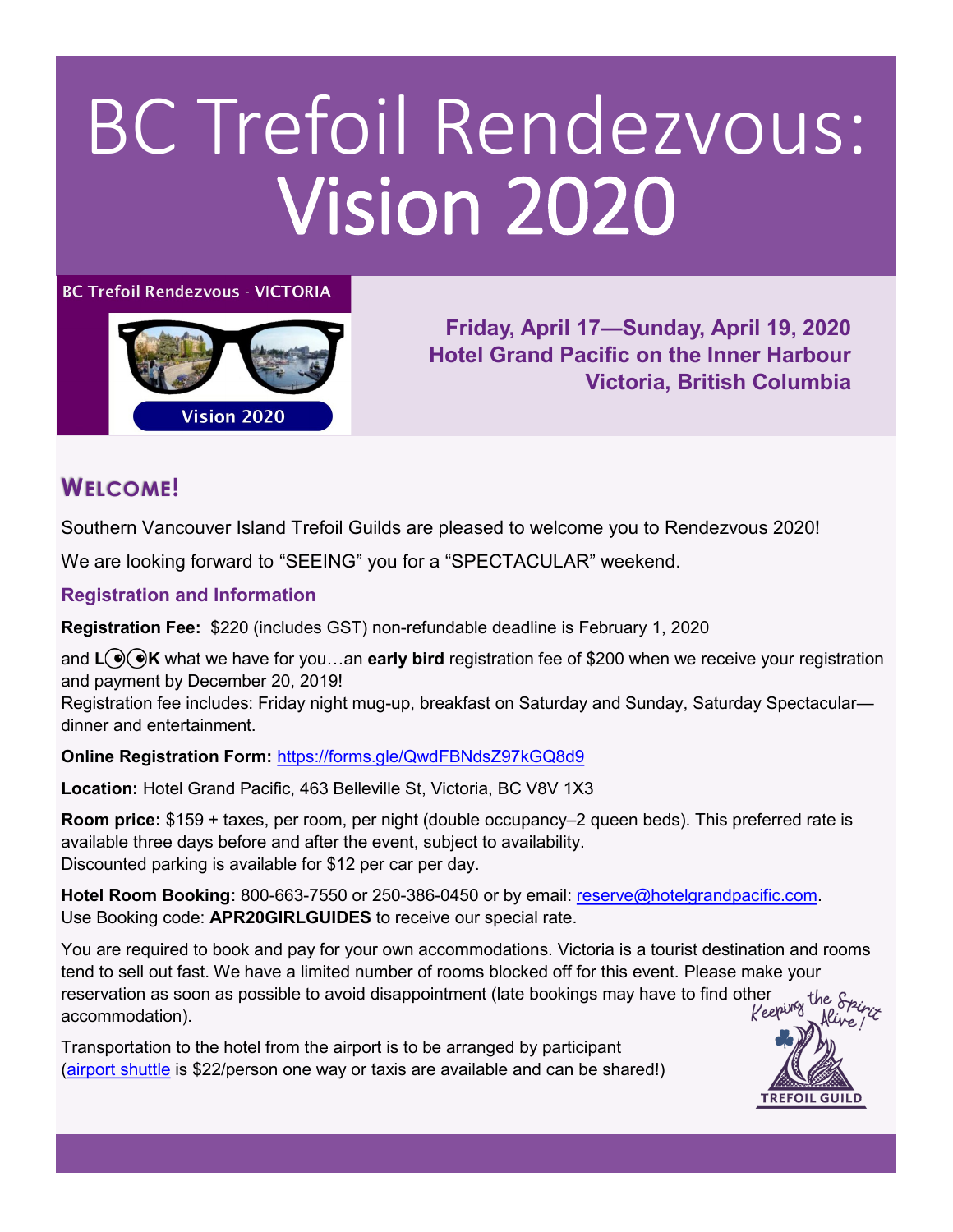# BC Trefoil Rendezvous: Vision 2020

BC Trefoil Rendezvous - VICTORIA

Vision 2020

**Friday, April 17—Sunday, April 19, 2020**
**Hotel Grand Pacific on the Inner Harbour**
**Victoria, British Columbia**

## Welcome!

Southern Vancouver Island Trefoil Guilds are pleased to welcome you to Rendezvous 2020!

We are looking forward to "SEEING" you for a "SPECTACULAR" weekend.

### Registration and Information

**Registration Fee:** $220 (includes GST) non-refundable deadline is February 1, 2020

and **LOOK** what we have for you…an **early bird** registration fee of $200 when we receive your registration and payment by December 20, 2019!
Registration fee includes: Friday night mug-up, breakfast on Saturday and Sunday, Saturday Spectacular—dinner and entertainment.

**Online Registration Form:** https://forms.gle/QwdFBNdsZ97kGQ8d9

**Location:** Hotel Grand Pacific, 463 Belleville St, Victoria, BC V8V 1X3

**Room price:** $159 + taxes, per room, per night (double occupancy–2 queen beds). This preferred rate is available three days before and after the event, subject to availability.
Discounted parking is available for $12 per car per day.

**Hotel Room Booking:** 800-663-7550 or 250-386-0450 or by email: reserve@hotelgrandpacific.com.
Use Booking code: **APR20GIRLGUIDES** to receive our special rate.

You are required to book and pay for your own accommodations. Victoria is a tourist destination and rooms tend to sell out fast. We have a limited number of rooms blocked off for this event. Please make your reservation as soon as possible to avoid disappointment (late bookings may have to find other accommodation).

Transportation to the hotel from the airport is to be arranged by participant (airport shuttle is $22/person one way or taxis are available and can be shared!)

Keeping the Spirit Alive!
TREFOIL GUILD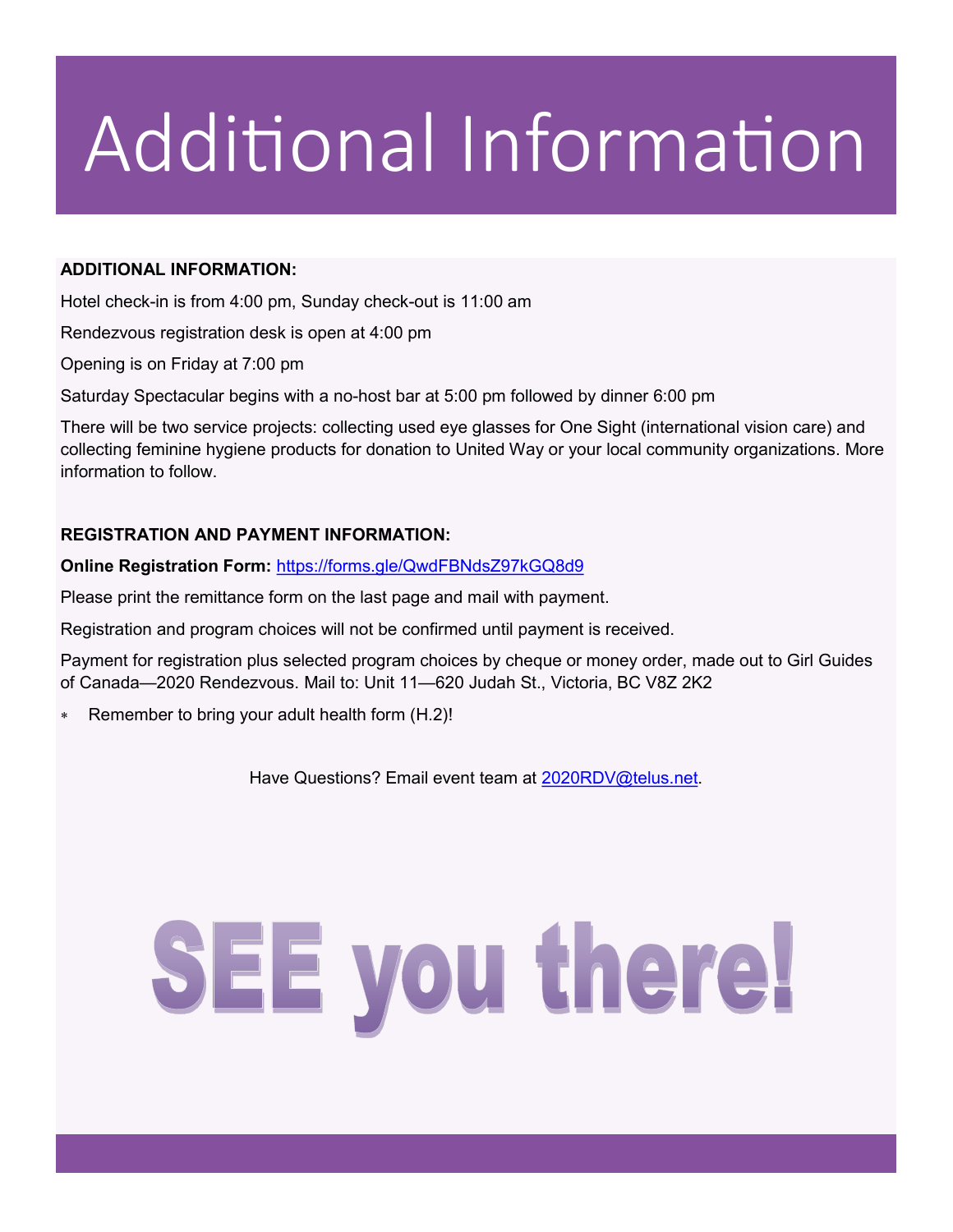# Additional Information

**ADDITIONAL INFORMATION:**

Hotel check-in is from 4:00 pm, Sunday check-out is 11:00 am

Rendezvous registration desk is open at 4:00 pm

Opening is on Friday at 7:00 pm

Saturday Spectacular begins with a no-host bar at 5:00 pm followed by dinner 6:00 pm

There will be two service projects: collecting used eye glasses for One Sight (international vision care) and collecting feminine hygiene products for donation to United Way or your local community organizations. More information to follow.

**REGISTRATION AND PAYMENT INFORMATION:**

**Online Registration Form:** https://forms.gle/QwdFBNdsZ97kGQ8d9

Please print the remittance form on the last page and mail with payment.

Registration and program choices will not be confirmed until payment is received.

Payment for registration plus selected program choices by cheque or money order, made out to Girl Guides of Canada—2020 Rendezvous. Mail to: Unit 11—620 Judah St., Victoria, BC V8Z 2K2

- Remember to bring your adult health form (H.2)!

Have Questions? Email event team at 2020RDV@telus.net.

**SEE you there!**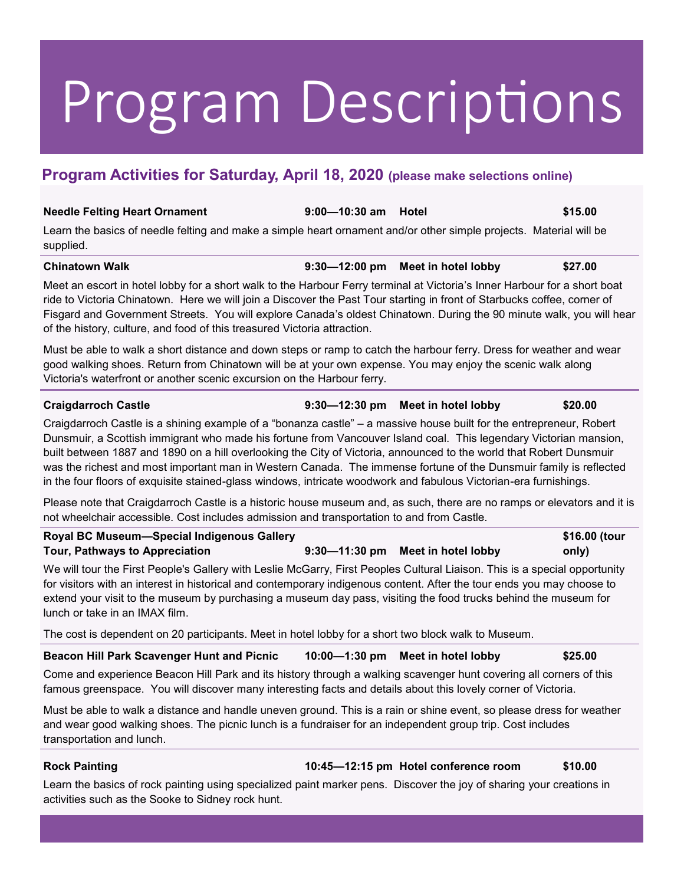# Program Descriptions

## Program Activities for Saturday, April 18, 2020 (please make selections online)

**Needle Felting Heart Ornament** **9:00—10:30 am** **Hotel** **$15.00**

Learn the basics of needle felting and make a simple heart ornament and/or other simple projects. Material will be supplied.

**Chinatown Walk** **9:30—12:00 pm** **Meet in hotel lobby** **$27.00**

Meet an escort in hotel lobby for a short walk to the Harbour Ferry terminal at Victoria's Inner Harbour for a short boat ride to Victoria Chinatown. Here we will join a Discover the Past Tour starting in front of Starbucks coffee, corner of Fisgard and Government Streets. You will explore Canada's oldest Chinatown. During the 90 minute walk, you will hear of the history, culture, and food of this treasured Victoria attraction.

Must be able to walk a short distance and down steps or ramp to catch the harbour ferry. Dress for weather and wear good walking shoes. Return from Chinatown will be at your own expense. You may enjoy the scenic walk along Victoria's waterfront or another scenic excursion on the Harbour ferry.

**Craigdarroch Castle** **9:30—12:30 pm** **Meet in hotel lobby** **$20.00**

Craigdarroch Castle is a shining example of a "bonanza castle" – a massive house built for the entrepreneur, Robert Dunsmuir, a Scottish immigrant who made his fortune from Vancouver Island coal. This legendary Victorian mansion, built between 1887 and 1890 on a hill overlooking the City of Victoria, announced to the world that Robert Dunsmuir was the richest and most important man in Western Canada. The immense fortune of the Dunsmuir family is reflected in the four floors of exquisite stained-glass windows, intricate woodwork and fabulous Victorian-era furnishings.

Please note that Craigdarroch Castle is a historic house museum and, as such, there are no ramps or elevators and it is not wheelchair accessible. Cost includes admission and transportation to and from Castle.

**Royal BC Museum—Special Indigenous Gallery Tour, Pathways to Appreciation** **9:30—11:30 pm** **Meet in hotel lobby** **$16.00 (tour only)**

We will tour the First People's Gallery with Leslie McGarry, First Peoples Cultural Liaison. This is a special opportunity for visitors with an interest in historical and contemporary indigenous content. After the tour ends you may choose to extend your visit to the museum by purchasing a museum day pass, visiting the food trucks behind the museum for lunch or take in an IMAX film.

The cost is dependent on 20 participants. Meet in hotel lobby for a short two block walk to Museum.

**Beacon Hill Park Scavenger Hunt and Picnic** **10:00—1:30 pm** **Meet in hotel lobby** **$25.00**

Come and experience Beacon Hill Park and its history through a walking scavenger hunt covering all corners of this famous greenspace. You will discover many interesting facts and details about this lovely corner of Victoria.

Must be able to walk a distance and handle uneven ground. This is a rain or shine event, so please dress for weather and wear good walking shoes. The picnic lunch is a fundraiser for an independent group trip. Cost includes transportation and lunch.

**Rock Painting** **10:45—12:15 pm** **Hotel conference room** **$10.00**

Learn the basics of rock painting using specialized paint marker pens. Discover the joy of sharing your creations in activities such as the Sooke to Sidney rock hunt.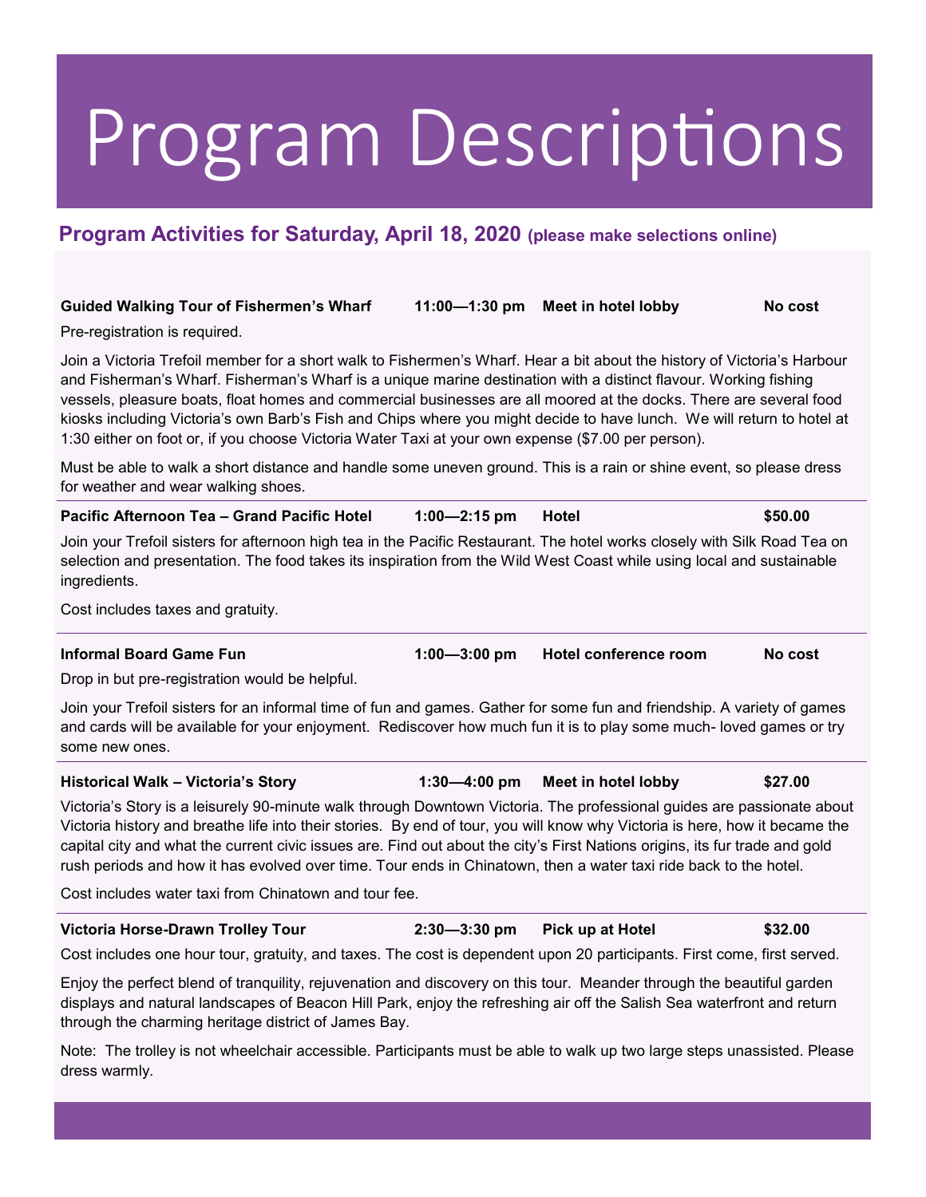# Program Descriptions

## Program Activities for Saturday, April 18, 2020 (please make selections online)

**Guided Walking Tour of Fishermen's Wharf** **11:00—1:30 pm** **Meet in hotel lobby** **No cost**

Pre-registration is required.

Join a Victoria Trefoil member for a short walk to Fishermen's Wharf. Hear a bit about the history of Victoria's Harbour and Fisherman's Wharf. Fisherman's Wharf is a unique marine destination with a distinct flavour. Working fishing vessels, pleasure boats, float homes and commercial businesses are all moored at the docks. There are several food kiosks including Victoria's own Barb's Fish and Chips where you might decide to have lunch. We will return to hotel at 1:30 either on foot or, if you choose Victoria Water Taxi at your own expense ($7.00 per person).

Must be able to walk a short distance and handle some uneven ground. This is a rain or shine event, so please dress for weather and wear walking shoes.

---

**Pacific Afternoon Tea – Grand Pacific Hotel** **1:00—2:15 pm** **Hotel** **$50.00**

Join your Trefoil sisters for afternoon high tea in the Pacific Restaurant. The hotel works closely with Silk Road Tea on selection and presentation. The food takes its inspiration from the Wild West Coast while using local and sustainable ingredients.

Cost includes taxes and gratuity.

---

**Informal Board Game Fun** **1:00—3:00 pm** **Hotel conference room** **No cost**

Drop in but pre-registration would be helpful.

Join your Trefoil sisters for an informal time of fun and games. Gather for some fun and friendship. A variety of games and cards will be available for your enjoyment. Rediscover how much fun it is to play some much- loved games or try some new ones.

---

**Historical Walk – Victoria's Story** **1:30—4:00 pm** **Meet in hotel lobby** **$27.00**

Victoria's Story is a leisurely 90-minute walk through Downtown Victoria. The professional guides are passionate about Victoria history and breathe life into their stories. By end of tour, you will know why Victoria is here, how it became the capital city and what the current civic issues are. Find out about the city's First Nations origins, its fur trade and gold rush periods and how it has evolved over time. Tour ends in Chinatown, then a water taxi ride back to the hotel.

Cost includes water taxi from Chinatown and tour fee.

---

**Victoria Horse-Drawn Trolley Tour** **2:30—3:30 pm** **Pick up at Hotel** **$32.00**

Cost includes one hour tour, gratuity, and taxes. The cost is dependent upon 20 participants. First come, first served.

Enjoy the perfect blend of tranquility, rejuvenation and discovery on this tour. Meander through the beautiful garden displays and natural landscapes of Beacon Hill Park, enjoy the refreshing air off the Salish Sea waterfront and return through the charming heritage district of James Bay.

Note: The trolley is not wheelchair accessible. Participants must be able to walk up two large steps unassisted. Please dress warmly.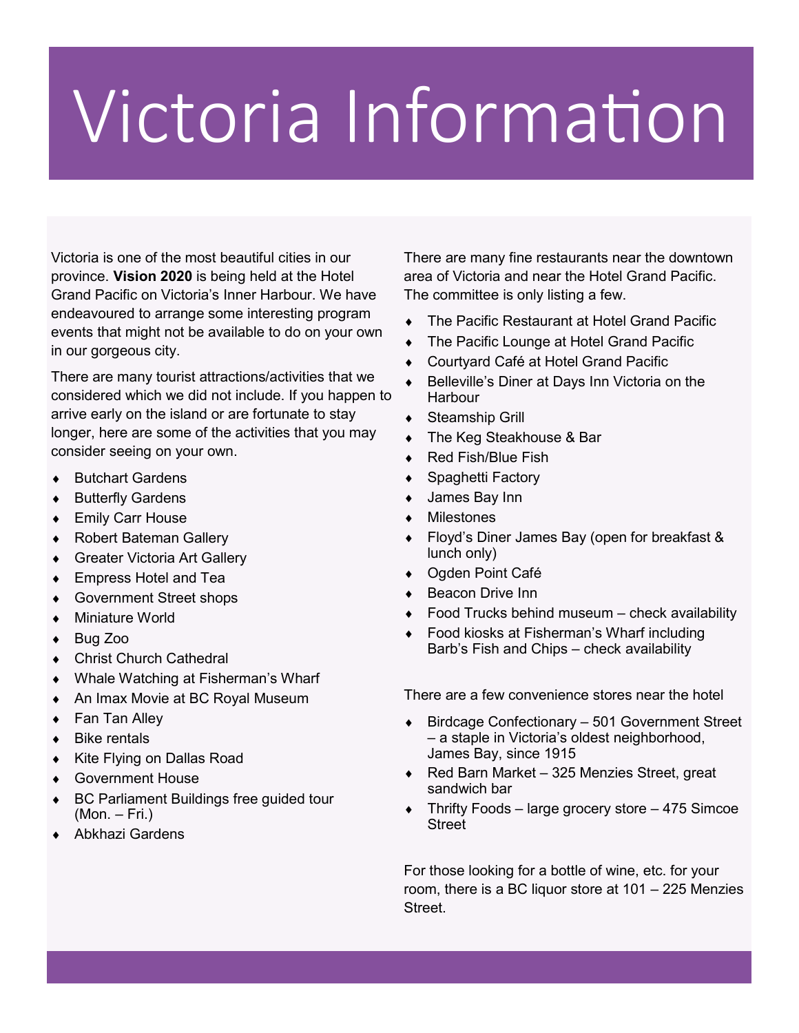# Victoria Information

Victoria is one of the most beautiful cities in our province. **Vision 2020** is being held at the Hotel Grand Pacific on Victoria's Inner Harbour. We have endeavoured to arrange some interesting program events that might not be available to do on your own in our gorgeous city.

There are many tourist attractions/activities that we considered which we did not include. If you happen to arrive early on the island or are fortunate to stay longer, here are some of the activities that you may consider seeing on your own.

- Butchart Gardens
- Butterfly Gardens
- Emily Carr House
- Robert Bateman Gallery
- Greater Victoria Art Gallery
- Empress Hotel and Tea
- Government Street shops
- Miniature World
- Bug Zoo
- Christ Church Cathedral
- Whale Watching at Fisherman's Wharf
- An Imax Movie at BC Royal Museum
- Fan Tan Alley
- Bike rentals
- Kite Flying on Dallas Road
- Government House
- BC Parliament Buildings free guided tour (Mon. – Fri.)
- Abkhazi Gardens

There are many fine restaurants near the downtown area of Victoria and near the Hotel Grand Pacific. The committee is only listing a few.

- The Pacific Restaurant at Hotel Grand Pacific
- The Pacific Lounge at Hotel Grand Pacific
- Courtyard Café at Hotel Grand Pacific
- Belleville's Diner at Days Inn Victoria on the Harbour
- Steamship Grill
- The Keg Steakhouse & Bar
- Red Fish/Blue Fish
- Spaghetti Factory
- James Bay Inn
- Milestones
- Floyd's Diner James Bay (open for breakfast & lunch only)
- Ogden Point Café
- Beacon Drive Inn
- Food Trucks behind museum – check availability
- Food kiosks at Fisherman's Wharf including Barb's Fish and Chips – check availability

There are a few convenience stores near the hotel

- Birdcage Confectionary – 501 Government Street – a staple in Victoria's oldest neighborhood, James Bay, since 1915
- Red Barn Market – 325 Menzies Street, great sandwich bar
- Thrifty Foods – large grocery store – 475 Simcoe Street

For those looking for a bottle of wine, etc. for your room, there is a BC liquor store at 101 – 225 Menzies Street.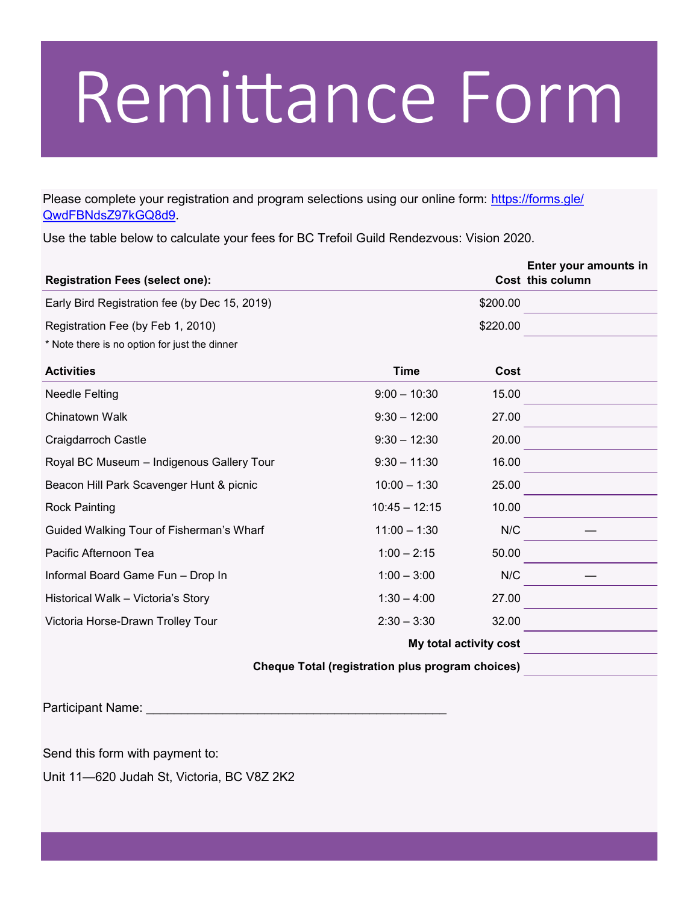# Remittance Form

Please complete your registration and program selections using our online form: [https://forms.gle/QwdFBNdsZ97kGQ8d9](https://forms.gle/QwdFBNdsZ97kGQ8d9).

Use the table below to calculate your fees for BC Trefoil Guild Rendezvous: Vision 2020.

| **Registration Fees (select one):** | | **Cost** | **Enter your amounts in this column** |
|---|---|---|---|
| Early Bird Registration fee (by Dec 15, 2019) | | $200.00 | |
| Registration Fee (by Feb 1, 2010) | | $220.00 | |

\* Note there is no option for just the dinner

| **Activities** | **Time** | **Cost** | |
|---|---|---|---|
| Needle Felting | 9:00 – 10:30 | 15.00 | |
| Chinatown Walk | 9:30 – 12:00 | 27.00 | |
| Craigdarroch Castle | 9:30 – 12:30 | 20.00 | |
| Royal BC Museum – Indigenous Gallery Tour | 9:30 – 11:30 | 16.00 | |
| Beacon Hill Park Scavenger Hunt & picnic | 10:00 – 1:30 | 25.00 | |
| Rock Painting | 10:45 – 12:15 | 10.00 | |
| Guided Walking Tour of Fisherman’s Wharf | 11:00 – 1:30 | N/C | — |
| Pacific Afternoon Tea | 1:00 – 2:15 | 50.00 | |
| Informal Board Game Fun – Drop In | 1:00 – 3:00 | N/C | — |
| Historical Walk – Victoria’s Story | 1:30 – 4:00 | 27.00 | |
| Victoria Horse-Drawn Trolley Tour | 2:30 – 3:30 | 32.00 | |
| | | **My total activity cost** | |
| | | **Cheque Total (registration plus program choices)** | |

Participant Name: ________________________________________

Send this form with payment to:

Unit 11—620 Judah St, Victoria, BC V8Z 2K2